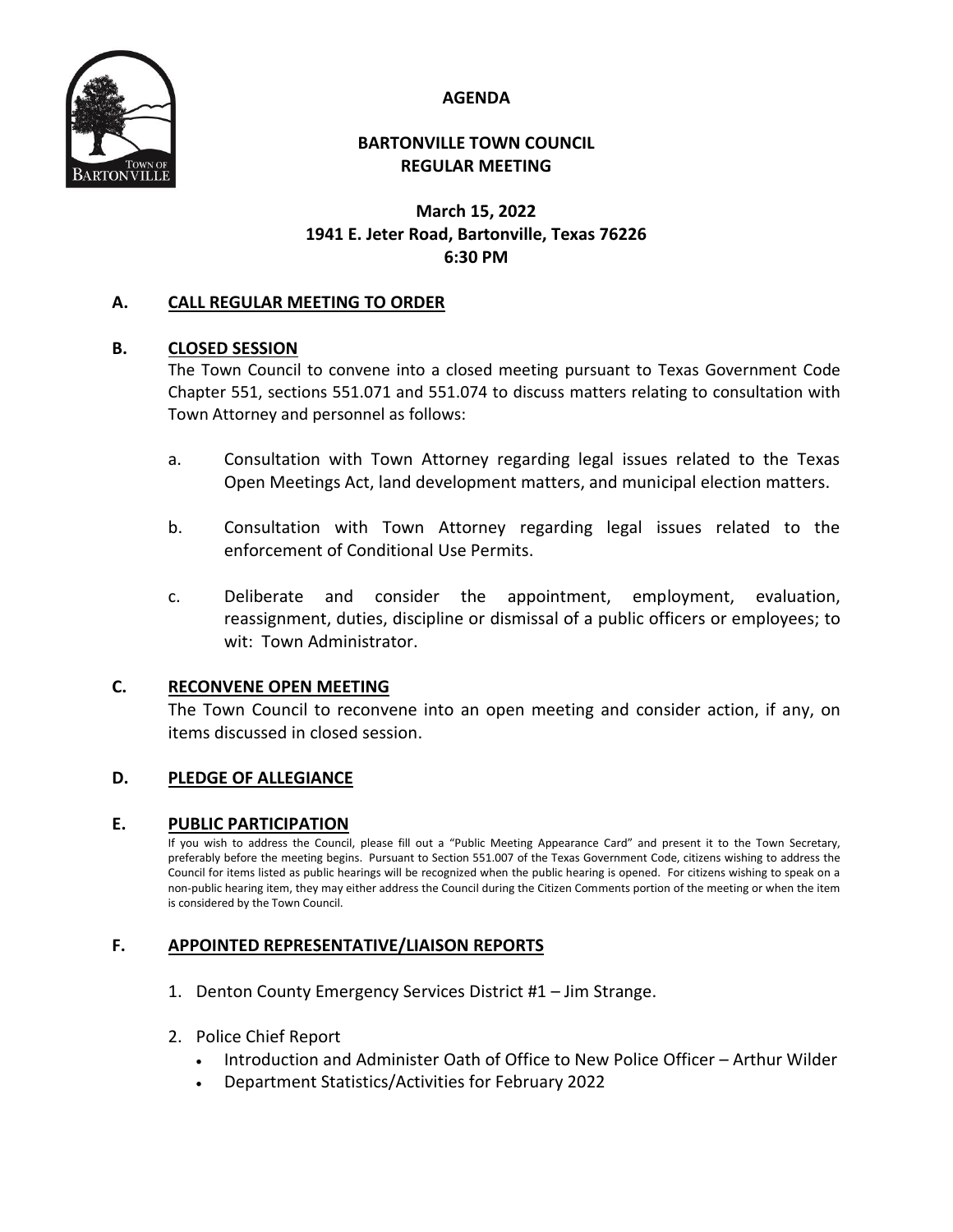# AGENDA

## BARTONVILLE TOWN COUNCIL
## REGULAR MEETING

**March 15, 2022**
**1941 E. Jeter Road, Bartonville, Texas 76226**
**6:30 PM**

## A. CALL REGULAR MEETING TO ORDER

## B. CLOSED SESSION

The Town Council to convene into a closed meeting pursuant to Texas Government Code Chapter 551, sections 551.071 and 551.074 to discuss matters relating to consultation with Town Attorney and personnel as follows:

a. Consultation with Town Attorney regarding legal issues related to the Texas Open Meetings Act, land development matters, and municipal election matters.

b. Consultation with Town Attorney regarding legal issues related to the enforcement of Conditional Use Permits.

c. Deliberate and consider the appointment, employment, evaluation, reassignment, duties, discipline or dismissal of a public officers or employees; to wit: Town Administrator.

## C. RECONVENE OPEN MEETING

The Town Council to reconvene into an open meeting and consider action, if any, on items discussed in closed session.

## D. PLEDGE OF ALLEGIANCE

## E. PUBLIC PARTICIPATION

If you wish to address the Council, please fill out a "Public Meeting Appearance Card" and present it to the Town Secretary, preferably before the meeting begins. Pursuant to Section 551.007 of the Texas Government Code, citizens wishing to address the Council for items listed as public hearings will be recognized when the public hearing is opened. For citizens wishing to speak on a non-public hearing item, they may either address the Council during the Citizen Comments portion of the meeting or when the item is considered by the Town Council.

## F. APPOINTED REPRESENTATIVE/LIAISON REPORTS

1. Denton County Emergency Services District #1 – Jim Strange.
2. Police Chief Report
   - Introduction and Administer Oath of Office to New Police Officer – Arthur Wilder
   - Department Statistics/Activities for February 2022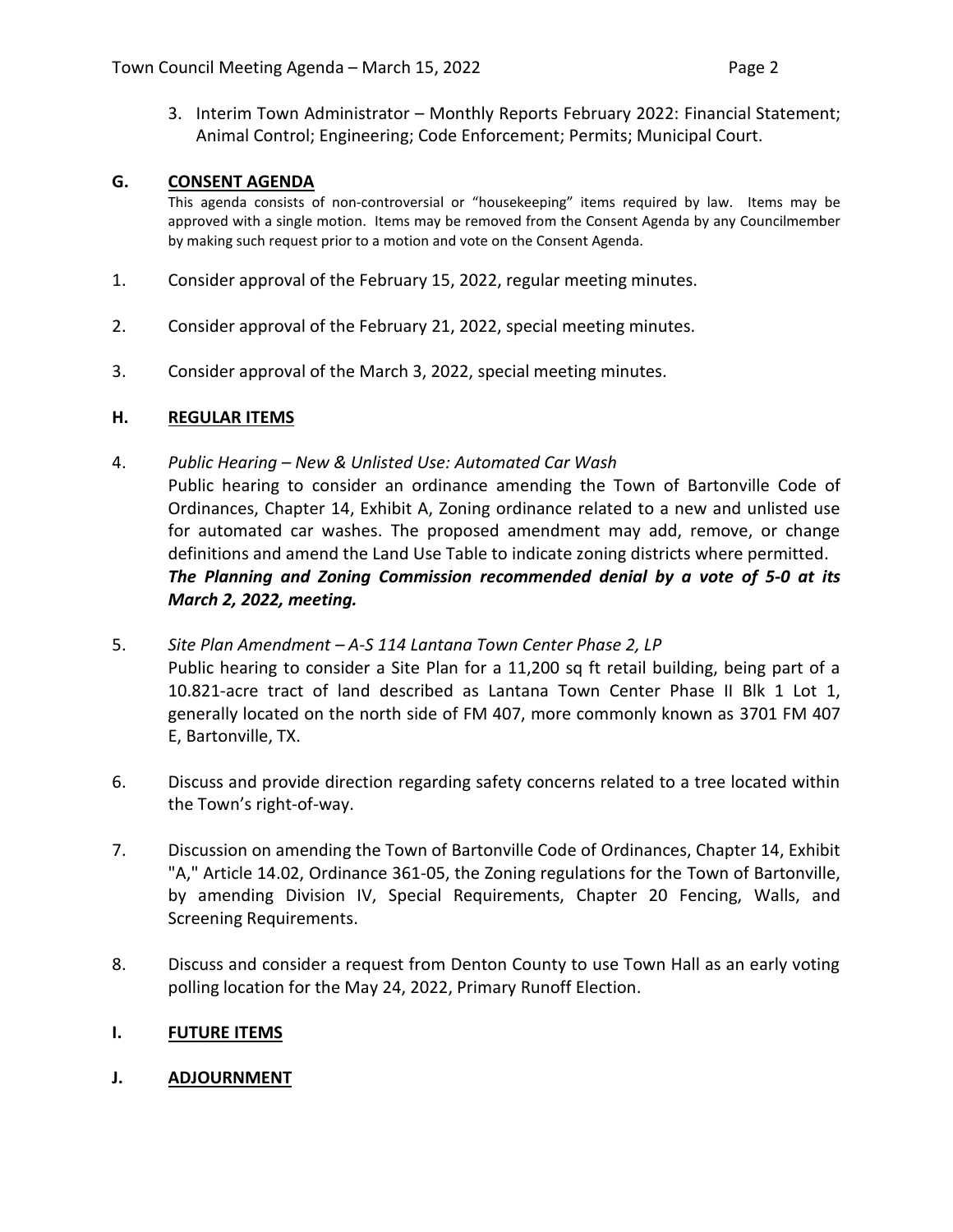3. Interim Town Administrator – Monthly Reports February 2022: Financial Statement; Animal Control; Engineering; Code Enforcement; Permits; Municipal Court.

## G. CONSENT AGENDA

This agenda consists of non-controversial or "housekeeping" items required by law. Items may be approved with a single motion. Items may be removed from the Consent Agenda by any Councilmember by making such request prior to a motion and vote on the Consent Agenda.

1. Consider approval of the February 15, 2022, regular meeting minutes.

2. Consider approval of the February 21, 2022, special meeting minutes.

3. Consider approval of the March 3, 2022, special meeting minutes.

## H. REGULAR ITEMS

4. *Public Hearing – New & Unlisted Use: Automated Car Wash*
   Public hearing to consider an ordinance amending the Town of Bartonville Code of Ordinances, Chapter 14, Exhibit A, Zoning ordinance related to a new and unlisted use for automated car washes. The proposed amendment may add, remove, or change definitions and amend the Land Use Table to indicate zoning districts where permitted.
   ***The Planning and Zoning Commission recommended denial by a vote of 5-0 at its March 2, 2022, meeting.***

5. *Site Plan Amendment – A-S 114 Lantana Town Center Phase 2, LP*
   Public hearing to consider a Site Plan for a 11,200 sq ft retail building, being part of a 10.821-acre tract of land described as Lantana Town Center Phase II Blk 1 Lot 1, generally located on the north side of FM 407, more commonly known as 3701 FM 407 E, Bartonville, TX.

6. Discuss and provide direction regarding safety concerns related to a tree located within the Town's right-of-way.

7. Discussion on amending the Town of Bartonville Code of Ordinances, Chapter 14, Exhibit "A," Article 14.02, Ordinance 361-05, the Zoning regulations for the Town of Bartonville, by amending Division IV, Special Requirements, Chapter 20 Fencing, Walls, and Screening Requirements.

8. Discuss and consider a request from Denton County to use Town Hall as an early voting polling location for the May 24, 2022, Primary Runoff Election.

## I. FUTURE ITEMS

## J. ADJOURNMENT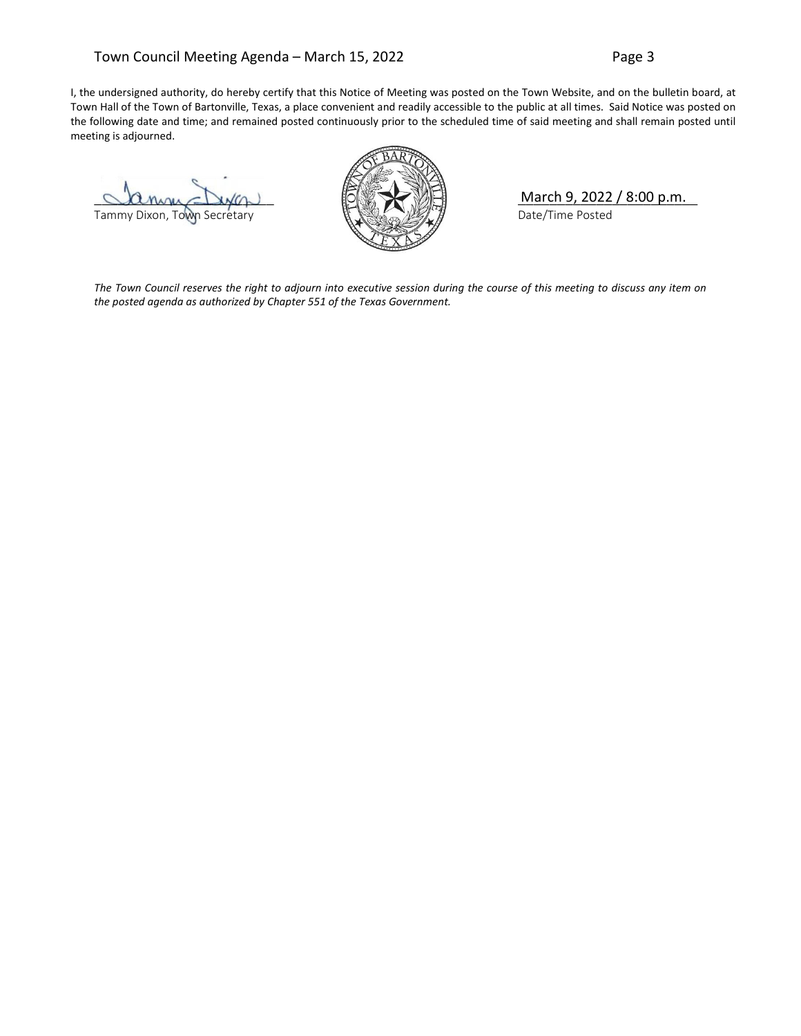I, the undersigned authority, do hereby certify that this Notice of Meeting was posted on the Town Website, and on the bulletin board, at Town Hall of the Town of Bartonville, Texas, a place convenient and readily accessible to the public at all times. Said Notice was posted on the following date and time; and remained posted continuously prior to the scheduled time of said meeting and shall remain posted until meeting is adjourned.

Tammy Dixon, Town Secretary

March 9, 2022 / 8:00 p.m.
Date/Time Posted

*The Town Council reserves the right to adjourn into executive session during the course of this meeting to discuss any item on the posted agenda as authorized by Chapter 551 of the Texas Government.*